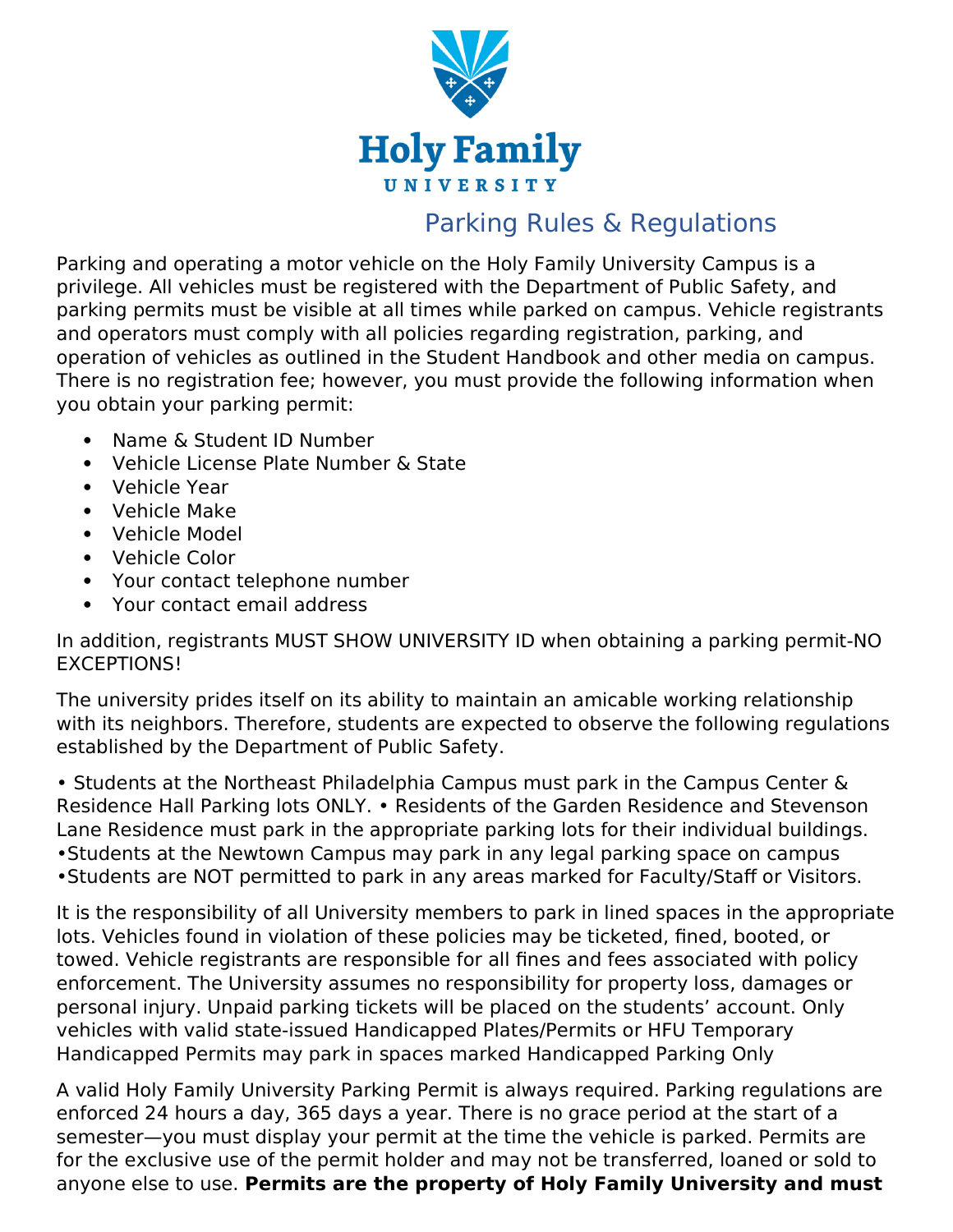Holy Family

UNIVERSITY

# Parking Rules & Regulations

Parking and operating a motor vehicle on the Holy Family University Campus is a privilege. All vehicles must be registered with the Department of Public Safety, and parking permits must be visible at all times while parked on campus. Vehicle registrants and operators must comply with all policies regarding registration, parking, and operation of vehicles as outlined in the Student Handbook and other media on campus. There is no registration fee; however, you must provide the following information when you obtain your parking permit:

- Name & Student ID Number
- Vehicle License Plate Number & State
- Vehicle Year
- Vehicle Make
- Vehicle Model
- Vehicle Color
- Your contact telephone number
- Your contact email address

In addition, registrants MUST SHOW UNIVERSITY ID when obtaining a parking permit-NO EXCEPTIONS!

The university prides itself on its ability to maintain an amicable working relationship with its neighbors. Therefore, students are expected to observe the following regulations established by the Department of Public Safety.

• Students at the Northeast Philadelphia Campus must park in the Campus Center & Residence Hall Parking lots ONLY. • Residents of the Garden Residence and Stevenson Lane Residence must park in the appropriate parking lots for their individual buildings.
•Students at the Newtown Campus may park in any legal parking space on campus
•Students are NOT permitted to park in any areas marked for Faculty/Staff or Visitors.

It is the responsibility of all University members to park in lined spaces in the appropriate lots. Vehicles found in violation of these policies may be ticketed, fined, booted, or towed. Vehicle registrants are responsible for all fines and fees associated with policy enforcement. The University assumes no responsibility for property loss, damages or personal injury. Unpaid parking tickets will be placed on the students' account. Only vehicles with valid state-issued Handicapped Plates/Permits or HFU Temporary Handicapped Permits may park in spaces marked Handicapped Parking Only

A valid Holy Family University Parking Permit is always required. Parking regulations are enforced 24 hours a day, 365 days a year. There is no grace period at the start of a semester—you must display your permit at the time the vehicle is parked. Permits are for the exclusive use of the permit holder and may not be transferred, loaned or sold to anyone else to use. **Permits are the property of Holy Family University and must**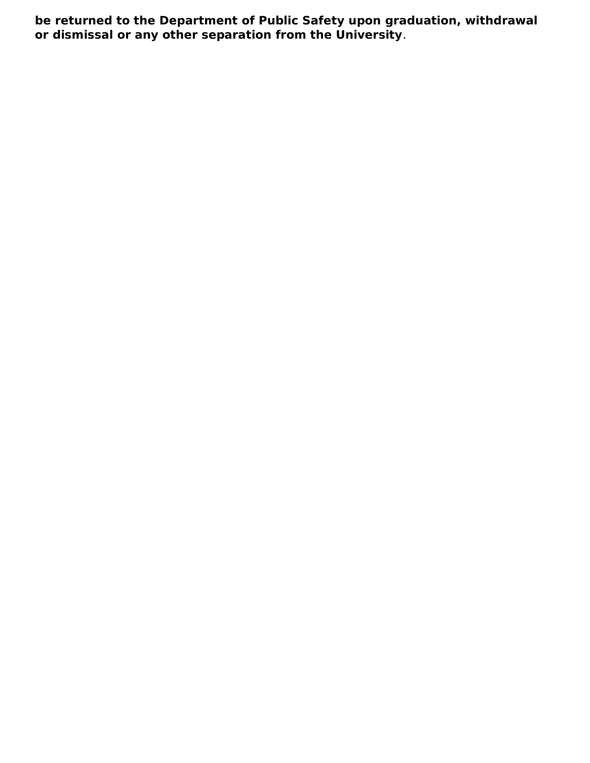**be returned to the Department of Public Safety upon graduation, withdrawal or dismissal or any other separation from the University**.